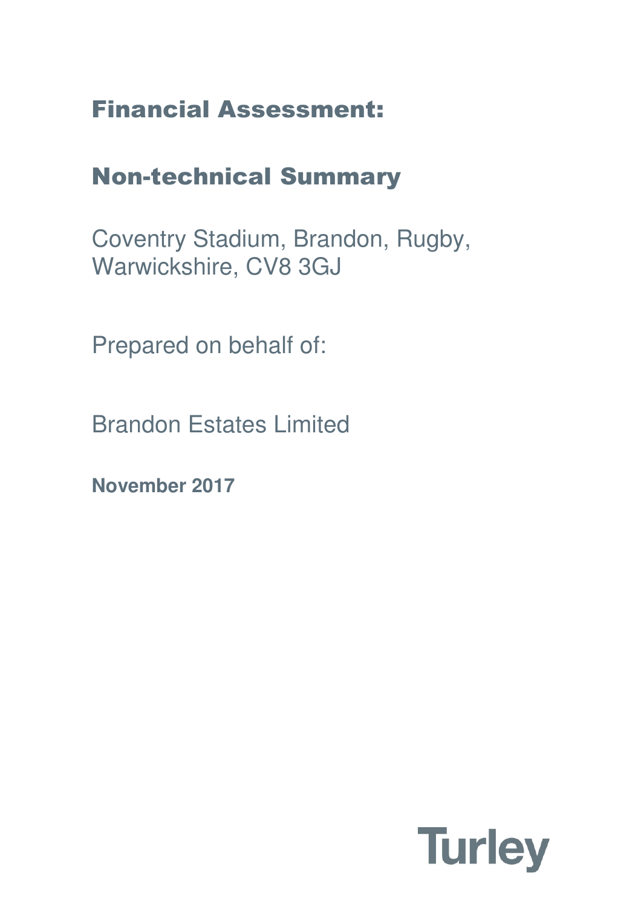# Financial Assessment:

## Non-technical Summary

Coventry Stadium, Brandon, Rugby, Warwickshire, CV8 3GJ

Prepared on behalf of:

Brandon Estates Limited

**November 2017**

Turley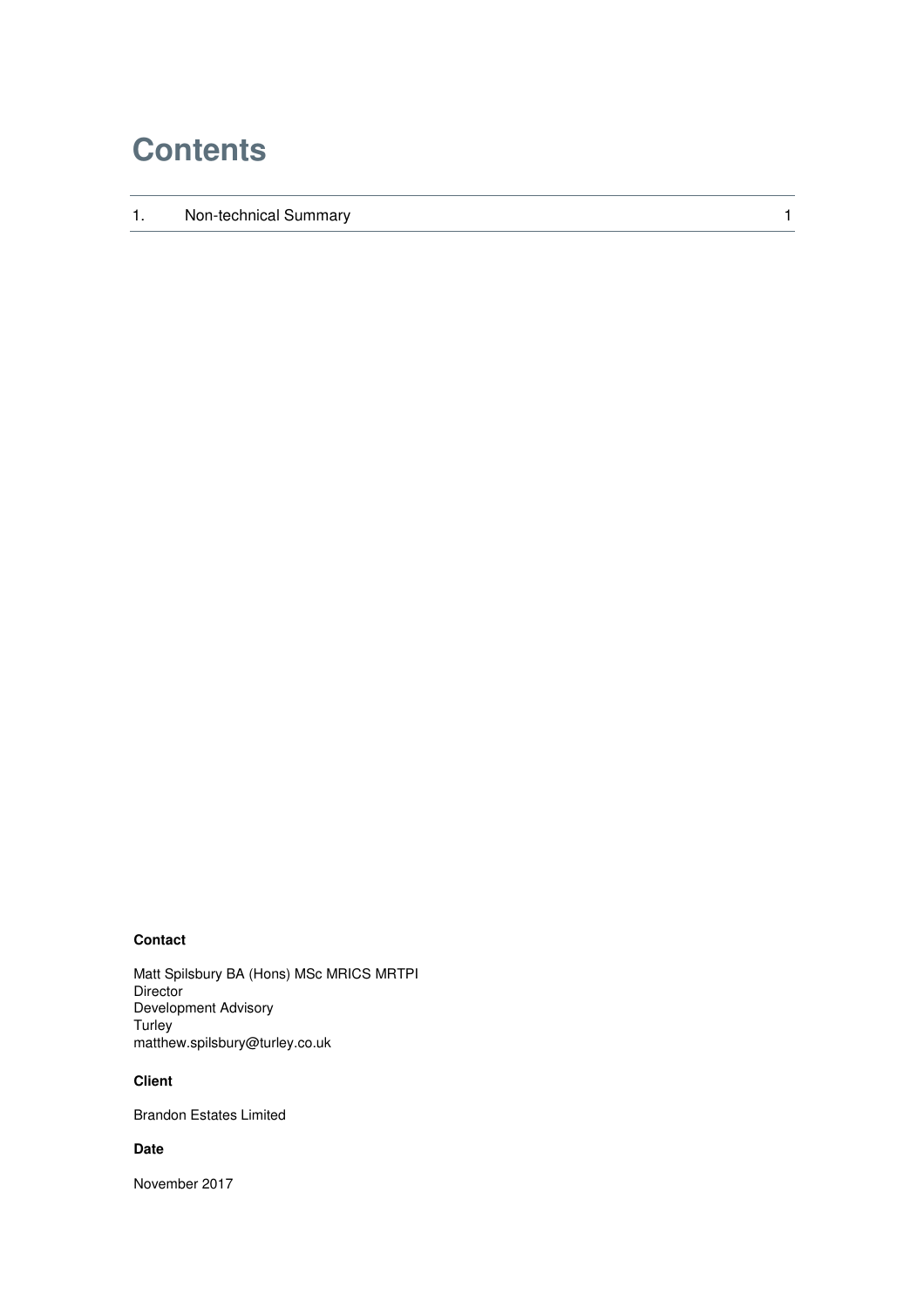# Contents

| 1. | Non-technical Summary | 1 |
|---|---|---|

**Contact**

Matt Spilsbury BA (Hons) MSc MRICS MRTPI
Director
Development Advisory
Turley
matthew.spilsbury@turley.co.uk

**Client**

Brandon Estates Limited

**Date**

November 2017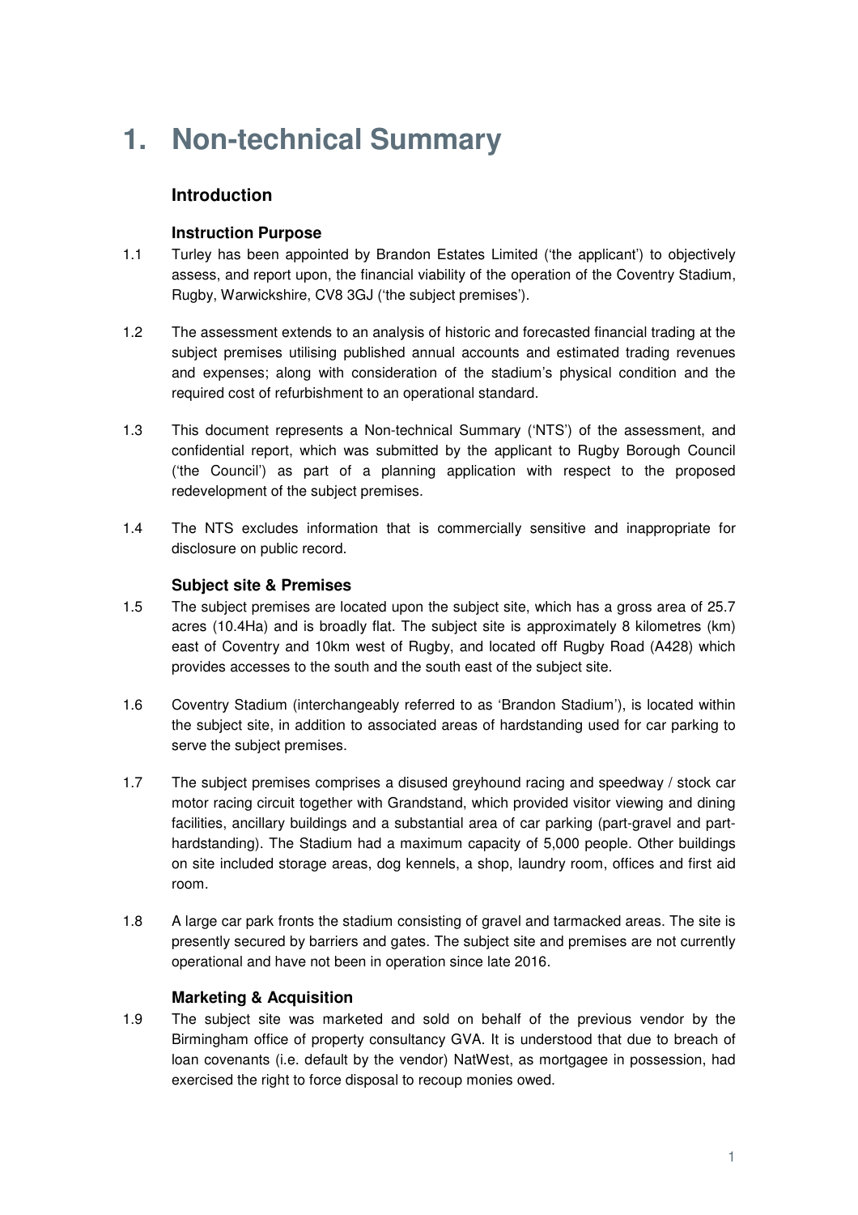# 1. Non-technical Summary

## Introduction

### Instruction Purpose

1.1 Turley has been appointed by Brandon Estates Limited ('the applicant') to objectively assess, and report upon, the financial viability of the operation of the Coventry Stadium, Rugby, Warwickshire, CV8 3GJ ('the subject premises').

1.2 The assessment extends to an analysis of historic and forecasted financial trading at the subject premises utilising published annual accounts and estimated trading revenues and expenses; along with consideration of the stadium's physical condition and the required cost of refurbishment to an operational standard.

1.3 This document represents a Non-technical Summary ('NTS') of the assessment, and confidential report, which was submitted by the applicant to Rugby Borough Council ('the Council') as part of a planning application with respect to the proposed redevelopment of the subject premises.

1.4 The NTS excludes information that is commercially sensitive and inappropriate for disclosure on public record.

### Subject site & Premises

1.5 The subject premises are located upon the subject site, which has a gross area of 25.7 acres (10.4Ha) and is broadly flat. The subject site is approximately 8 kilometres (km) east of Coventry and 10km west of Rugby, and located off Rugby Road (A428) which provides accesses to the south and the south east of the subject site.

1.6 Coventry Stadium (interchangeably referred to as 'Brandon Stadium'), is located within the subject site, in addition to associated areas of hardstanding used for car parking to serve the subject premises.

1.7 The subject premises comprises a disused greyhound racing and speedway / stock car motor racing circuit together with Grandstand, which provided visitor viewing and dining facilities, ancillary buildings and a substantial area of car parking (part-gravel and part-hardstanding). The Stadium had a maximum capacity of 5,000 people. Other buildings on site included storage areas, dog kennels, a shop, laundry room, offices and first aid room.

1.8 A large car park fronts the stadium consisting of gravel and tarmacked areas. The site is presently secured by barriers and gates. The subject site and premises are not currently operational and have not been in operation since late 2016.

### Marketing & Acquisition

1.9 The subject site was marketed and sold on behalf of the previous vendor by the Birmingham office of property consultancy GVA. It is understood that due to breach of loan covenants (i.e. default by the vendor) NatWest, as mortgagee in possession, had exercised the right to force disposal to recoup monies owed.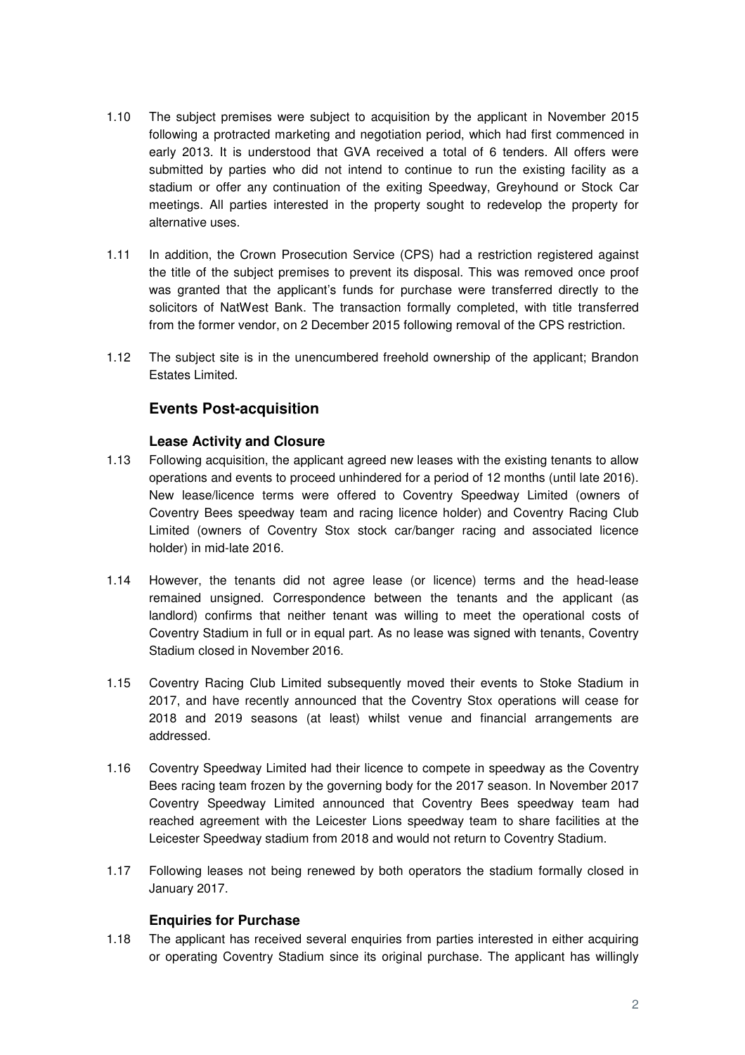1.10 The subject premises were subject to acquisition by the applicant in November 2015 following a protracted marketing and negotiation period, which had first commenced in early 2013. It is understood that GVA received a total of 6 tenders. All offers were submitted by parties who did not intend to continue to run the existing facility as a stadium or offer any continuation of the exiting Speedway, Greyhound or Stock Car meetings. All parties interested in the property sought to redevelop the property for alternative uses.

1.11 In addition, the Crown Prosecution Service (CPS) had a restriction registered against the title of the subject premises to prevent its disposal. This was removed once proof was granted that the applicant's funds for purchase were transferred directly to the solicitors of NatWest Bank. The transaction formally completed, with title transferred from the former vendor, on 2 December 2015 following removal of the CPS restriction.

1.12 The subject site is in the unencumbered freehold ownership of the applicant; Brandon Estates Limited.

## Events Post-acquisition

### Lease Activity and Closure

1.13 Following acquisition, the applicant agreed new leases with the existing tenants to allow operations and events to proceed unhindered for a period of 12 months (until late 2016). New lease/licence terms were offered to Coventry Speedway Limited (owners of Coventry Bees speedway team and racing licence holder) and Coventry Racing Club Limited (owners of Coventry Stox stock car/banger racing and associated licence holder) in mid-late 2016.

1.14 However, the tenants did not agree lease (or licence) terms and the head-lease remained unsigned. Correspondence between the tenants and the applicant (as landlord) confirms that neither tenant was willing to meet the operational costs of Coventry Stadium in full or in equal part. As no lease was signed with tenants, Coventry Stadium closed in November 2016.

1.15 Coventry Racing Club Limited subsequently moved their events to Stoke Stadium in 2017, and have recently announced that the Coventry Stox operations will cease for 2018 and 2019 seasons (at least) whilst venue and financial arrangements are addressed.

1.16 Coventry Speedway Limited had their licence to compete in speedway as the Coventry Bees racing team frozen by the governing body for the 2017 season. In November 2017 Coventry Speedway Limited announced that Coventry Bees speedway team had reached agreement with the Leicester Lions speedway team to share facilities at the Leicester Speedway stadium from 2018 and would not return to Coventry Stadium.

1.17 Following leases not being renewed by both operators the stadium formally closed in January 2017.

### Enquiries for Purchase

1.18 The applicant has received several enquiries from parties interested in either acquiring or operating Coventry Stadium since its original purchase. The applicant has willingly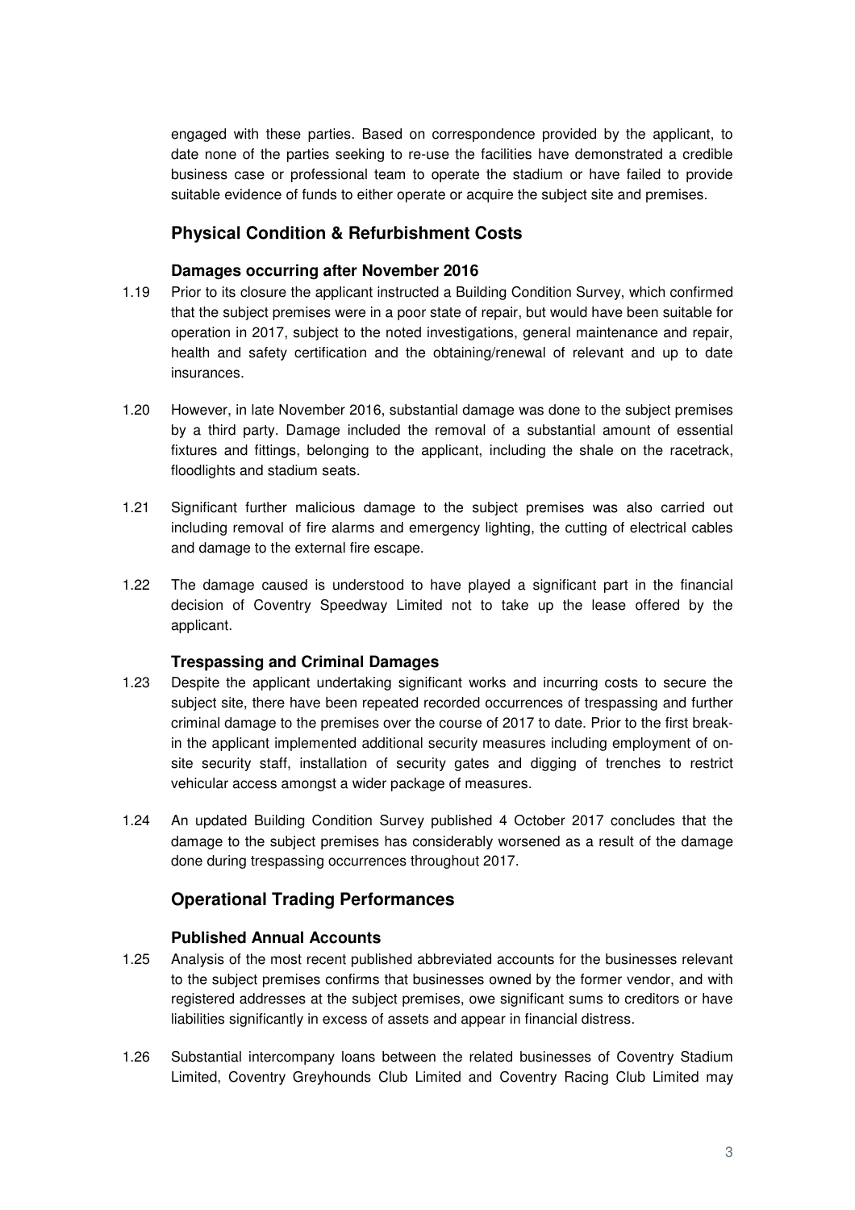engaged with these parties. Based on correspondence provided by the applicant, to date none of the parties seeking to re-use the facilities have demonstrated a credible business case or professional team to operate the stadium or have failed to provide suitable evidence of funds to either operate or acquire the subject site and premises.

## Physical Condition & Refurbishment Costs

### Damages occurring after November 2016

1.19 Prior to its closure the applicant instructed a Building Condition Survey, which confirmed that the subject premises were in a poor state of repair, but would have been suitable for operation in 2017, subject to the noted investigations, general maintenance and repair, health and safety certification and the obtaining/renewal of relevant and up to date insurances.

1.20 However, in late November 2016, substantial damage was done to the subject premises by a third party. Damage included the removal of a substantial amount of essential fixtures and fittings, belonging to the applicant, including the shale on the racetrack, floodlights and stadium seats.

1.21 Significant further malicious damage to the subject premises was also carried out including removal of fire alarms and emergency lighting, the cutting of electrical cables and damage to the external fire escape.

1.22 The damage caused is understood to have played a significant part in the financial decision of Coventry Speedway Limited not to take up the lease offered by the applicant.

### Trespassing and Criminal Damages

1.23 Despite the applicant undertaking significant works and incurring costs to secure the subject site, there have been repeated recorded occurrences of trespassing and further criminal damage to the premises over the course of 2017 to date. Prior to the first break-in the applicant implemented additional security measures including employment of on-site security staff, installation of security gates and digging of trenches to restrict vehicular access amongst a wider package of measures.

1.24 An updated Building Condition Survey published 4 October 2017 concludes that the damage to the subject premises has considerably worsened as a result of the damage done during trespassing occurrences throughout 2017.

## Operational Trading Performances

### Published Annual Accounts

1.25 Analysis of the most recent published abbreviated accounts for the businesses relevant to the subject premises confirms that businesses owned by the former vendor, and with registered addresses at the subject premises, owe significant sums to creditors or have liabilities significantly in excess of assets and appear in financial distress.

1.26 Substantial intercompany loans between the related businesses of Coventry Stadium Limited, Coventry Greyhounds Club Limited and Coventry Racing Club Limited may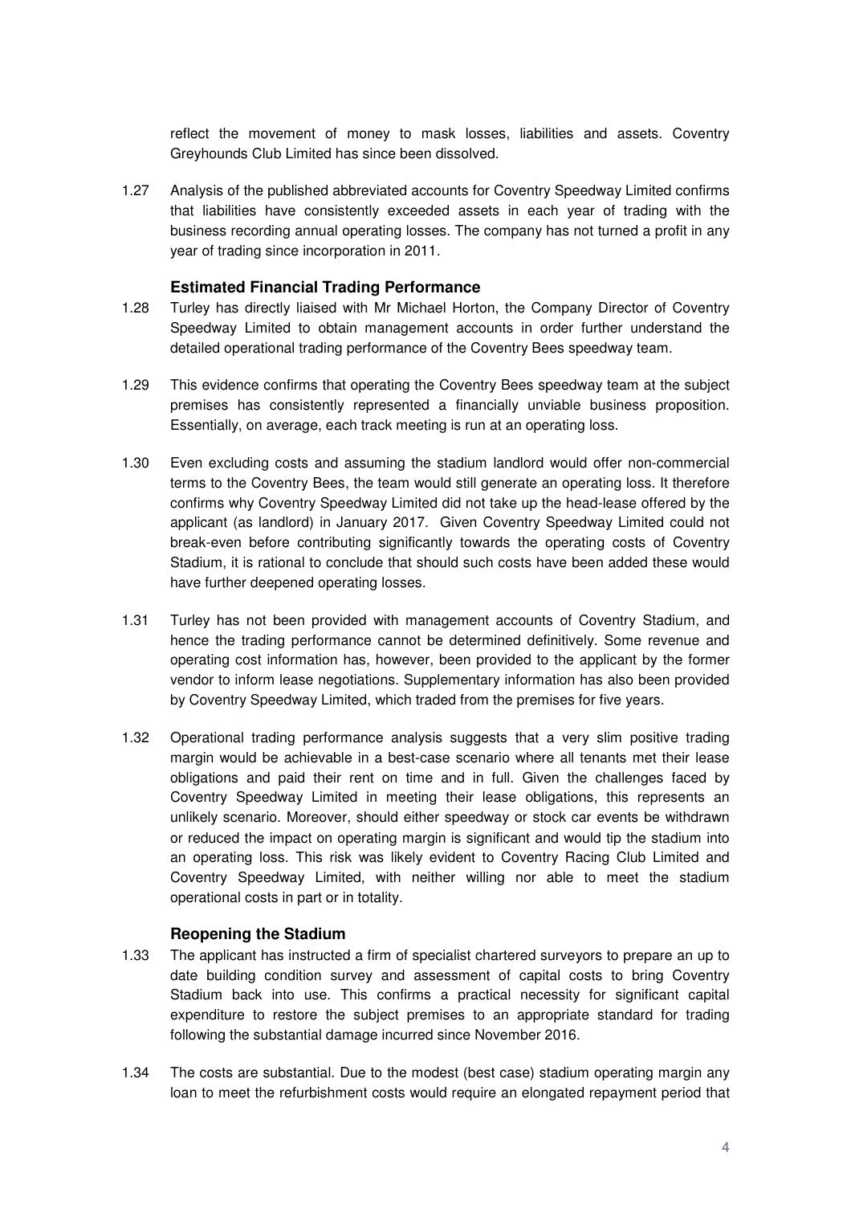reflect the movement of money to mask losses, liabilities and assets. Coventry Greyhounds Club Limited has since been dissolved.

1.27 Analysis of the published abbreviated accounts for Coventry Speedway Limited confirms that liabilities have consistently exceeded assets in each year of trading with the business recording annual operating losses. The company has not turned a profit in any year of trading since incorporation in 2011.

### Estimated Financial Trading Performance

1.28 Turley has directly liaised with Mr Michael Horton, the Company Director of Coventry Speedway Limited to obtain management accounts in order further understand the detailed operational trading performance of the Coventry Bees speedway team.

1.29 This evidence confirms that operating the Coventry Bees speedway team at the subject premises has consistently represented a financially unviable business proposition. Essentially, on average, each track meeting is run at an operating loss.

1.30 Even excluding costs and assuming the stadium landlord would offer non-commercial terms to the Coventry Bees, the team would still generate an operating loss. It therefore confirms why Coventry Speedway Limited did not take up the head-lease offered by the applicant (as landlord) in January 2017. Given Coventry Speedway Limited could not break-even before contributing significantly towards the operating costs of Coventry Stadium, it is rational to conclude that should such costs have been added these would have further deepened operating losses.

1.31 Turley has not been provided with management accounts of Coventry Stadium, and hence the trading performance cannot be determined definitively. Some revenue and operating cost information has, however, been provided to the applicant by the former vendor to inform lease negotiations. Supplementary information has also been provided by Coventry Speedway Limited, which traded from the premises for five years.

1.32 Operational trading performance analysis suggests that a very slim positive trading margin would be achievable in a best-case scenario where all tenants met their lease obligations and paid their rent on time and in full. Given the challenges faced by Coventry Speedway Limited in meeting their lease obligations, this represents an unlikely scenario. Moreover, should either speedway or stock car events be withdrawn or reduced the impact on operating margin is significant and would tip the stadium into an operating loss. This risk was likely evident to Coventry Racing Club Limited and Coventry Speedway Limited, with neither willing nor able to meet the stadium operational costs in part or in totality.

### Reopening the Stadium

1.33 The applicant has instructed a firm of specialist chartered surveyors to prepare an up to date building condition survey and assessment of capital costs to bring Coventry Stadium back into use. This confirms a practical necessity for significant capital expenditure to restore the subject premises to an appropriate standard for trading following the substantial damage incurred since November 2016.

1.34 The costs are substantial. Due to the modest (best case) stadium operating margin any loan to meet the refurbishment costs would require an elongated repayment period that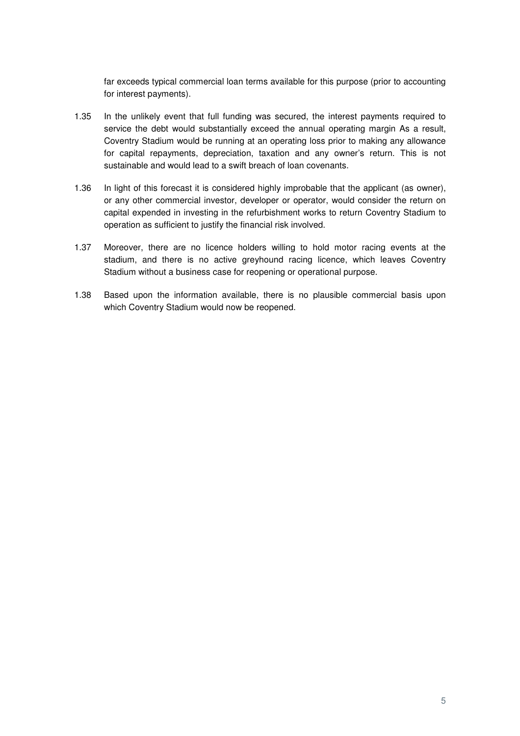far exceeds typical commercial loan terms available for this purpose (prior to accounting for interest payments).

1.35 In the unlikely event that full funding was secured, the interest payments required to service the debt would substantially exceed the annual operating margin As a result, Coventry Stadium would be running at an operating loss prior to making any allowance for capital repayments, depreciation, taxation and any owner's return. This is not sustainable and would lead to a swift breach of loan covenants.

1.36 In light of this forecast it is considered highly improbable that the applicant (as owner), or any other commercial investor, developer or operator, would consider the return on capital expended in investing in the refurbishment works to return Coventry Stadium to operation as sufficient to justify the financial risk involved.

1.37 Moreover, there are no licence holders willing to hold motor racing events at the stadium, and there is no active greyhound racing licence, which leaves Coventry Stadium without a business case for reopening or operational purpose.

1.38 Based upon the information available, there is no plausible commercial basis upon which Coventry Stadium would now be reopened.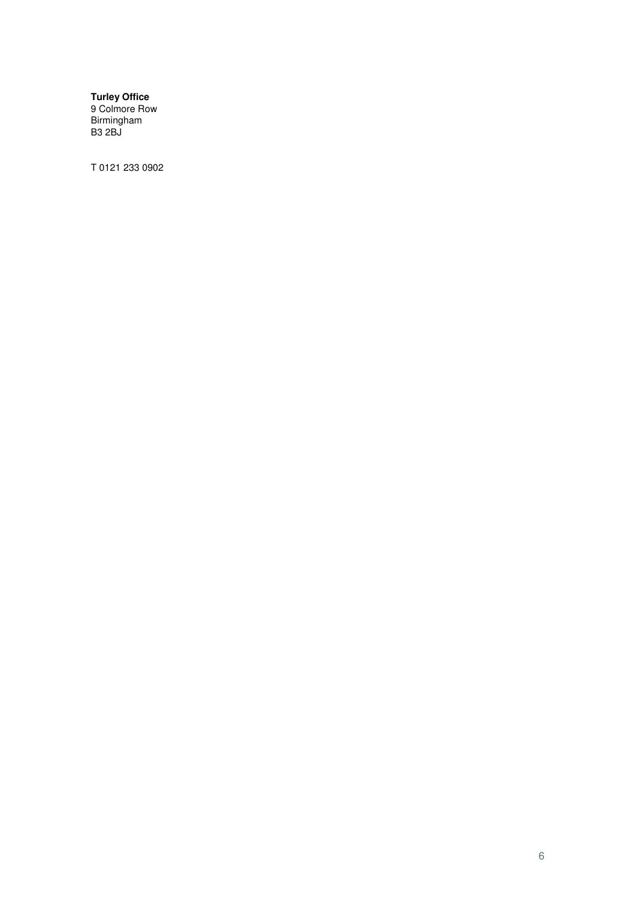**Turley Office**
9 Colmore Row
Birmingham
B3 2BJ

T 0121 233 0902